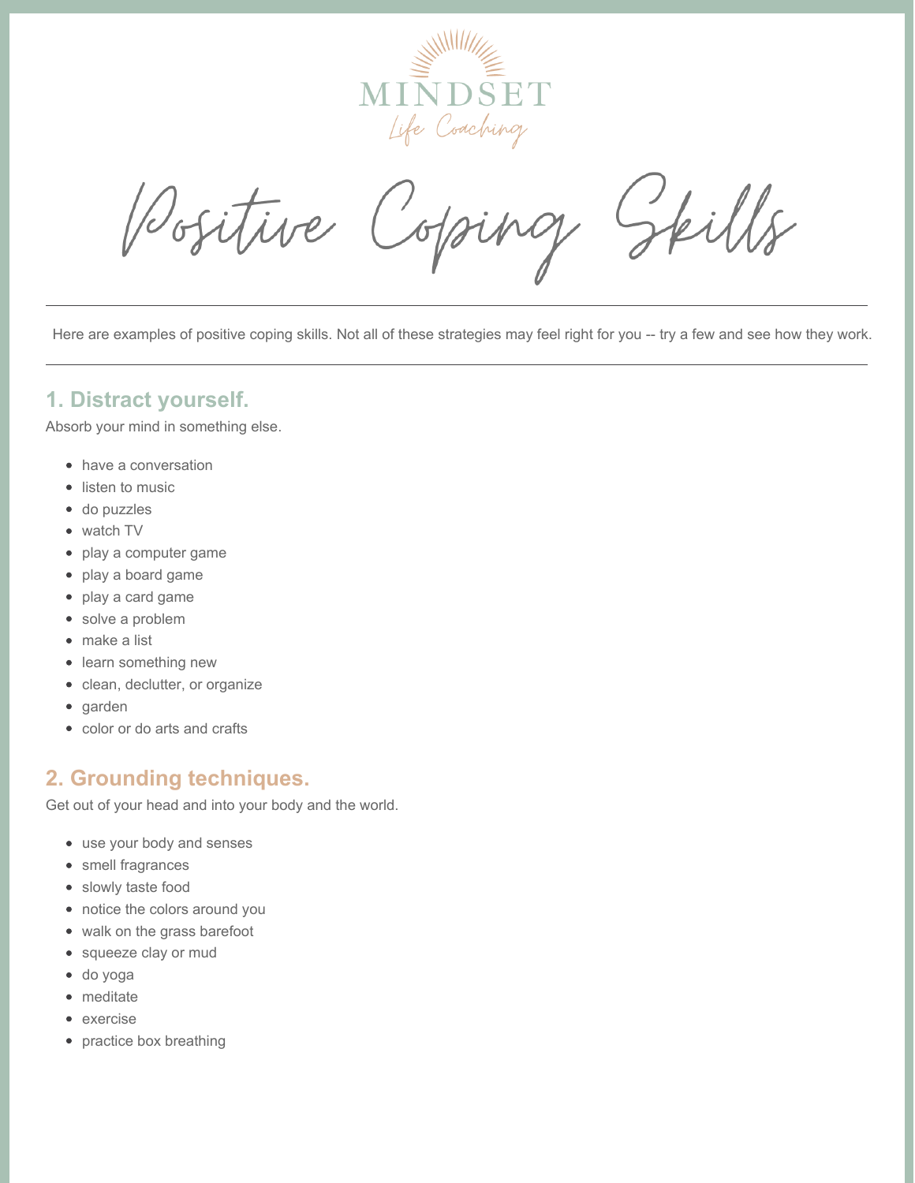MINDSET

Life Coaching

# Positive Coping Skills

Here are examples of positive coping skills. Not all of these strategies may feel right for you -- try a few and see how they work.

## 1. Distract yourself.

Absorb your mind in something else.

- have a conversation
- listen to music
- do puzzles
- watch TV
- play a computer game
- play a board game
- play a card game
- solve a problem
- make a list
- learn something new
- clean, declutter, or organize
- garden
- color or do arts and crafts

## 2. Grounding techniques.

Get out of your head and into your body and the world.

- use your body and senses
- smell fragrances
- slowly taste food
- notice the colors around you
- walk on the grass barefoot
- squeeze clay or mud
- do yoga
- meditate
- exercise
- practice box breathing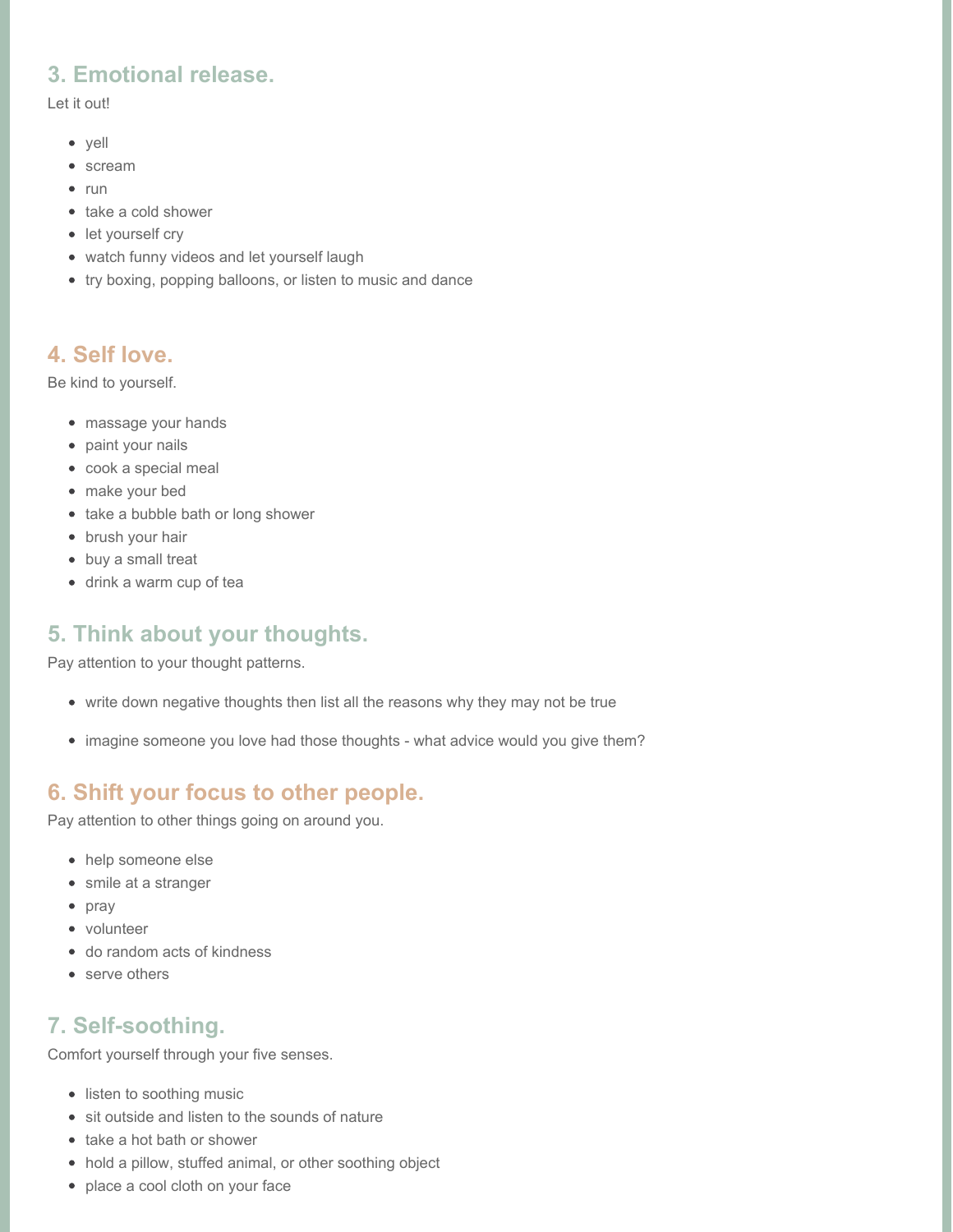## 3. Emotional release.

Let it out!

- yell
- scream
- run
- take a cold shower
- let yourself cry
- watch funny videos and let yourself laugh
- try boxing, popping balloons, or listen to music and dance

## 4. Self love.

Be kind to yourself.

- massage your hands
- paint your nails
- cook a special meal
- make your bed
- take a bubble bath or long shower
- brush your hair
- buy a small treat
- drink a warm cup of tea

## 5. Think about your thoughts.

Pay attention to your thought patterns.

- write down negative thoughts then list all the reasons why they may not be true
- imagine someone you love had those thoughts - what advice would you give them?

## 6. Shift your focus to other people.

Pay attention to other things going on around you.

- help someone else
- smile at a stranger
- pray
- volunteer
- do random acts of kindness
- serve others

## 7. Self-soothing.

Comfort yourself through your five senses.

- listen to soothing music
- sit outside and listen to the sounds of nature
- take a hot bath or shower
- hold a pillow, stuffed animal, or other soothing object
- place a cool cloth on your face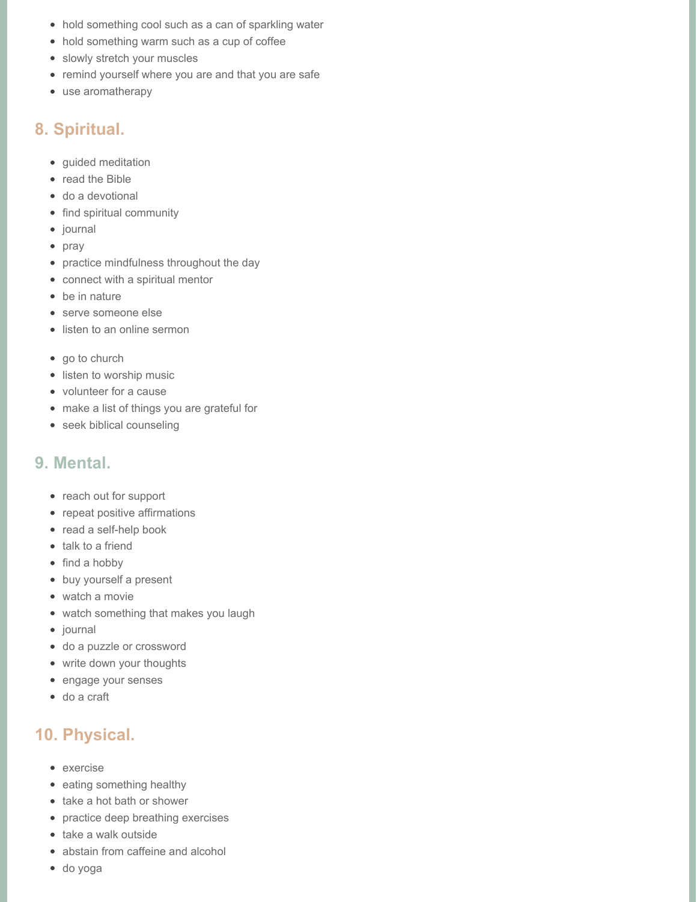- hold something cool such as a can of sparkling water
- hold something warm such as a cup of coffee
- slowly stretch your muscles
- remind yourself where you are and that you are safe
- use aromatherapy

## 8. Spiritual.

- guided meditation
- read the Bible
- do a devotional
- find spiritual community
- journal
- pray
- practice mindfulness throughout the day
- connect with a spiritual mentor
- be in nature
- serve someone else
- listen to an online sermon

- go to church
- listen to worship music
- volunteer for a cause
- make a list of things you are grateful for
- seek biblical counseling

## 9. Mental.

- reach out for support
- repeat positive affirmations
- read a self-help book
- talk to a friend
- find a hobby
- buy yourself a present
- watch a movie
- watch something that makes you laugh
- journal
- do a puzzle or crossword
- write down your thoughts
- engage your senses
- do a craft

## 10. Physical.

- exercise
- eating something healthy
- take a hot bath or shower
- practice deep breathing exercises
- take a walk outside
- abstain from caffeine and alcohol
- do yoga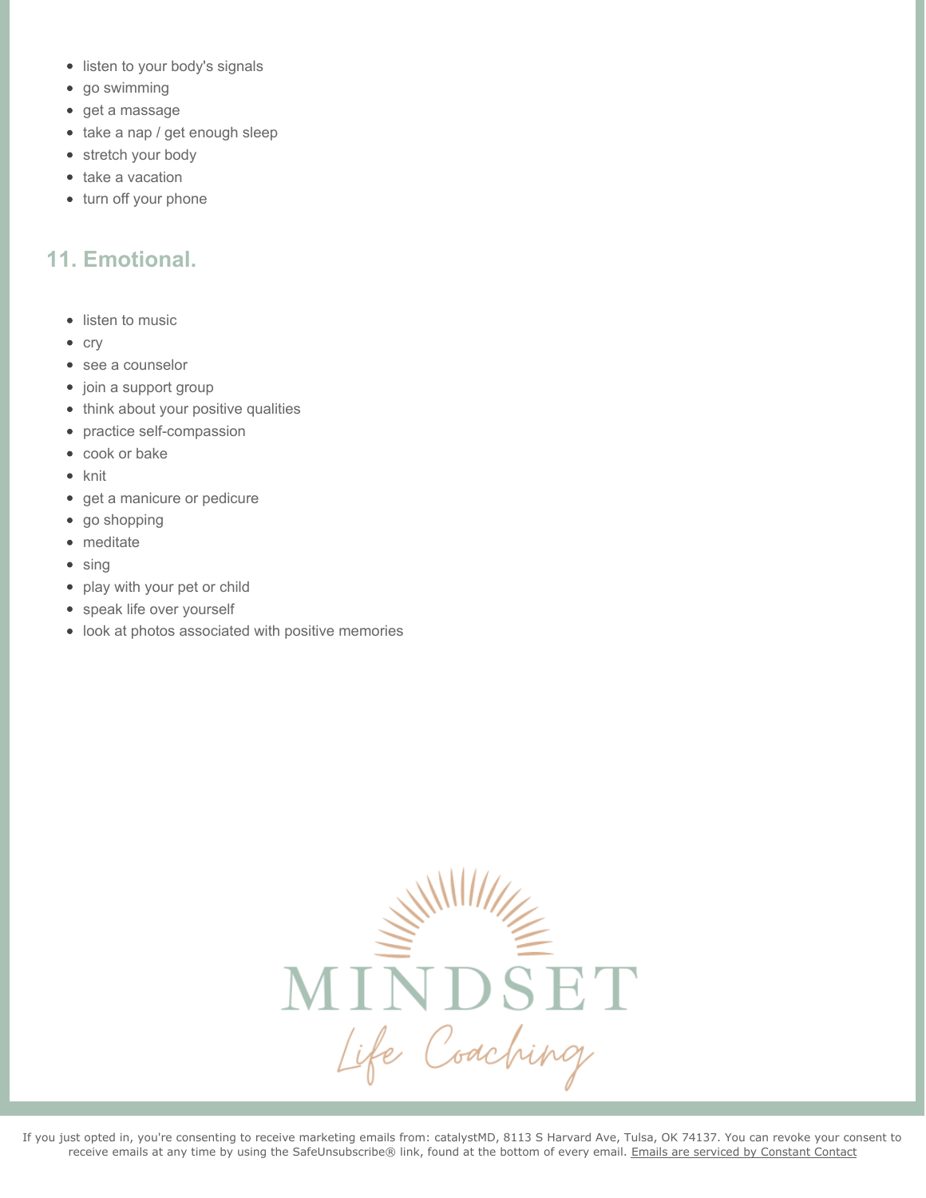- listen to your body's signals
- go swimming
- get a massage
- take a nap / get enough sleep
- stretch your body
- take a vacation
- turn off your phone

## 11. Emotional.

- listen to music
- cry
- see a counselor
- join a support group
- think about your positive qualities
- practice self-compassion
- cook or bake
- knit
- get a manicure or pedicure
- go shopping
- meditate
- sing
- play with your pet or child
- speak life over yourself
- look at photos associated with positive memories

MINDSET

Life Coaching

If you just opted in, you're consenting to receive marketing emails from: catalystMD, 8113 S Harvard Ave, Tulsa, OK 74137. You can revoke your consent to receive emails at any time by using the SafeUnsubscribe® link, found at the bottom of every email. Emails are serviced by Constant Contact